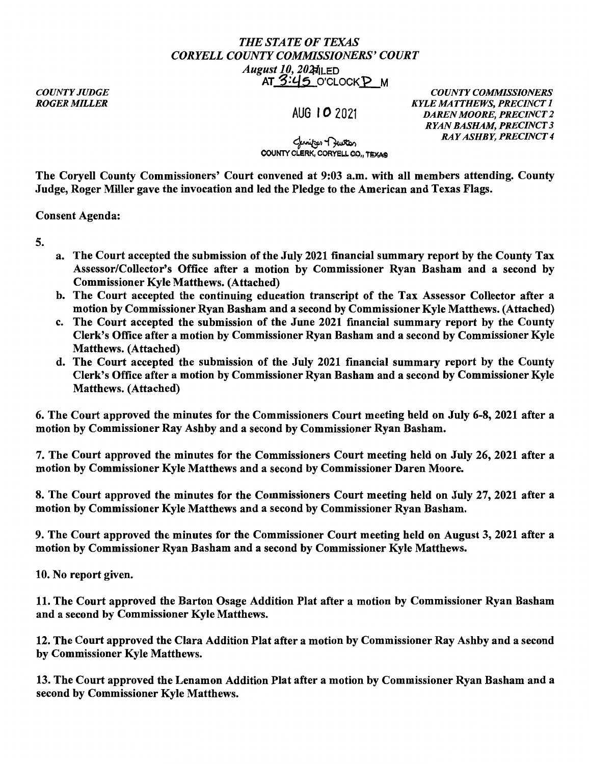*THE STATE OF TEXAS*
*CORYELL COUNTY COMMISSIONERS' COURT*
*August 10, 2021*

FILED AT 3:45 O'CLOCK P M

AUG 10 2021

Jennifer Huston
COUNTY CLERK, CORYELL CO., TEXAS

*COUNTY JUDGE*
*ROGER MILLER*

*COUNTY COMMISSIONERS*
*KYLE MATTHEWS, PRECINCT 1*
*DAREN MOORE, PRECINCT 2*
*RYAN BASHAM, PRECINCT 3*
*RAY ASHBY, PRECINCT 4*

**The Coryell County Commissioners' Court convened at 9:03 a.m. with all members attending. County Judge, Roger Miller gave the invocation and led the Pledge to the American and Texas Flags.**

**Consent Agenda:**

**5.**

- **a. The Court accepted the submission of the July 2021 financial summary report by the County Tax Assessor/Collector's Office after a motion by Commissioner Ryan Basham and a second by Commissioner Kyle Matthews. (Attached)**
- **b. The Court accepted the continuing education transcript of the Tax Assessor Collector after a motion by Commissioner Ryan Basham and a second by Commissioner Kyle Matthews. (Attached)**
- **c. The Court accepted the submission of the June 2021 financial summary report by the County Clerk's Office after a motion by Commissioner Ryan Basham and a second by Commissioner Kyle Matthews. (Attached)**
- **d. The Court accepted the submission of the July 2021 financial summary report by the County Clerk's Office after a motion by Commissioner Ryan Basham and a second by Commissioner Kyle Matthews. (Attached)**

**6. The Court approved the minutes for the Commissioners Court meeting held on July 6-8, 2021 after a motion by Commissioner Ray Ashby and a second by Commissioner Ryan Basham.**

**7. The Court approved the minutes for the Commissioners Court meeting held on July 26, 2021 after a motion by Commissioner Kyle Matthews and a second by Commissioner Daren Moore.**

**8. The Court approved the minutes for the Commissioners Court meeting held on July 27, 2021 after a motion by Commissioner Kyle Matthews and a second by Commissioner Ryan Basham.**

**9. The Court approved the minutes for the Commissioner Court meeting held on August 3, 2021 after a motion by Commissioner Ryan Basham and a second by Commissioner Kyle Matthews.**

**10. No report given.**

**11. The Court approved the Barton Osage Addition Plat after a motion by Commissioner Ryan Basham and a second by Commissioner Kyle Matthews.**

**12. The Court approved the Clara Addition Plat after a motion by Commissioner Ray Ashby and a second by Commissioner Kyle Matthews.**

**13. The Court approved the Lenamon Addition Plat after a motion by Commissioner Ryan Basham and a second by Commissioner Kyle Matthews.**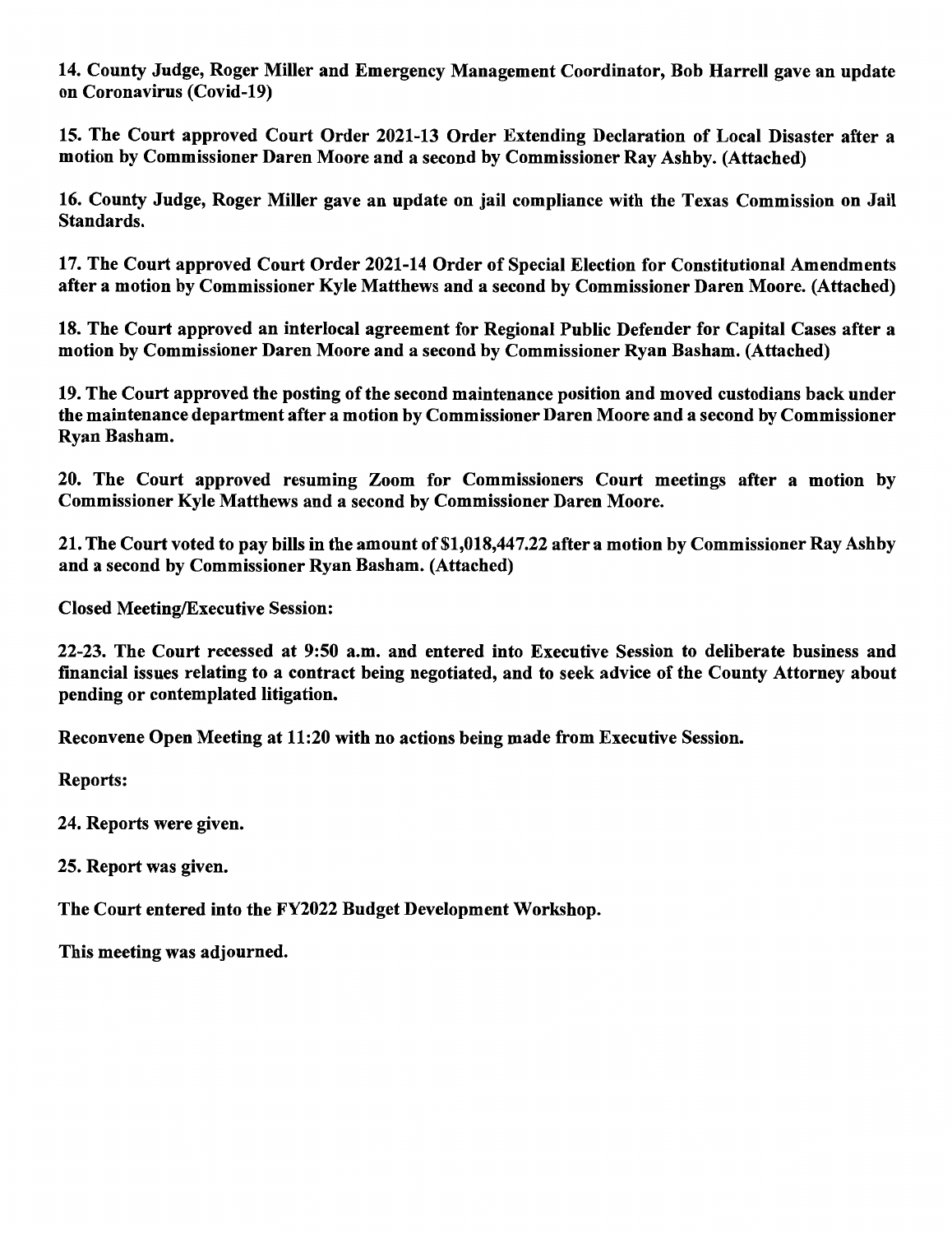**14. County Judge, Roger Miller and Emergency Management Coordinator, Bob Harrell gave an update on Coronavirus (Covid-19)**

**15. The Court approved Court Order 2021-13 Order Extending Declaration of Local Disaster after a motion by Commissioner Daren Moore and a second by Commissioner Ray Ashby. (Attached)**

**16. County Judge, Roger Miller gave an update on jail compliance with the Texas Commission on Jail Standards.**

**17. The Court approved Court Order 2021-14 Order of Special Election for Constitutional Amendments after a motion by Commissioner Kyle Matthews and a second by Commissioner Daren Moore. (Attached)**

**18. The Court approved an interlocal agreement for Regional Public Defender for Capital Cases after a motion by Commissioner Daren Moore and a second by Commissioner Ryan Basham. (Attached)**

**19. The Court approved the posting of the second maintenance position and moved custodians back under the maintenance department after a motion by Commissioner Daren Moore and a second by Commissioner Ryan Basham.**

**20. The Court approved resuming Zoom for Commissioners Court meetings after a motion by Commissioner Kyle Matthews and a second by Commissioner Daren Moore.**

**21. The Court voted to pay bills in the amount of $1,018,447.22 after a motion by Commissioner Ray Ashby and a second by Commissioner Ryan Basham. (Attached)**

**Closed Meeting/Executive Session:**

**22-23. The Court recessed at 9:50 a.m. and entered into Executive Session to deliberate business and financial issues relating to a contract being negotiated, and to seek advice of the County Attorney about pending or contemplated litigation.**

**Reconvene Open Meeting at 11:20 with no actions being made from Executive Session.**

**Reports:**

**24. Reports were given.**

**25. Report was given.**

**The Court entered into the FY2022 Budget Development Workshop.**

**This meeting was adjourned.**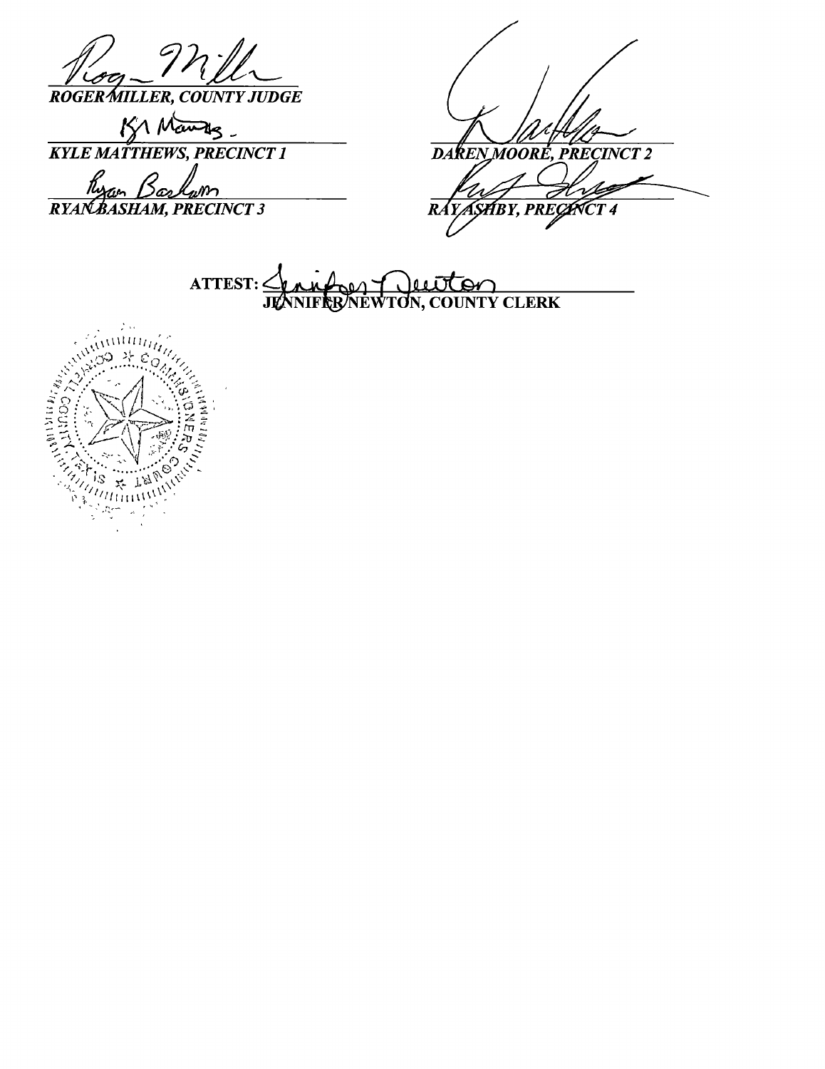***ROGER MILLER, COUNTY JUDGE***

***KYLE MATTHEWS, PRECINCT 1***

***DAREN MOORE, PRECINCT 2***

***RYAN BASHAM, PRECINCT 3***

***RAY ASHBY, PRECINCT 4***

**ATTEST:**
**JENNIFER NEWTON, COUNTY CLERK**

COMMISSIONERS COURT ★ CORYELL COUNTY, TEXAS ★